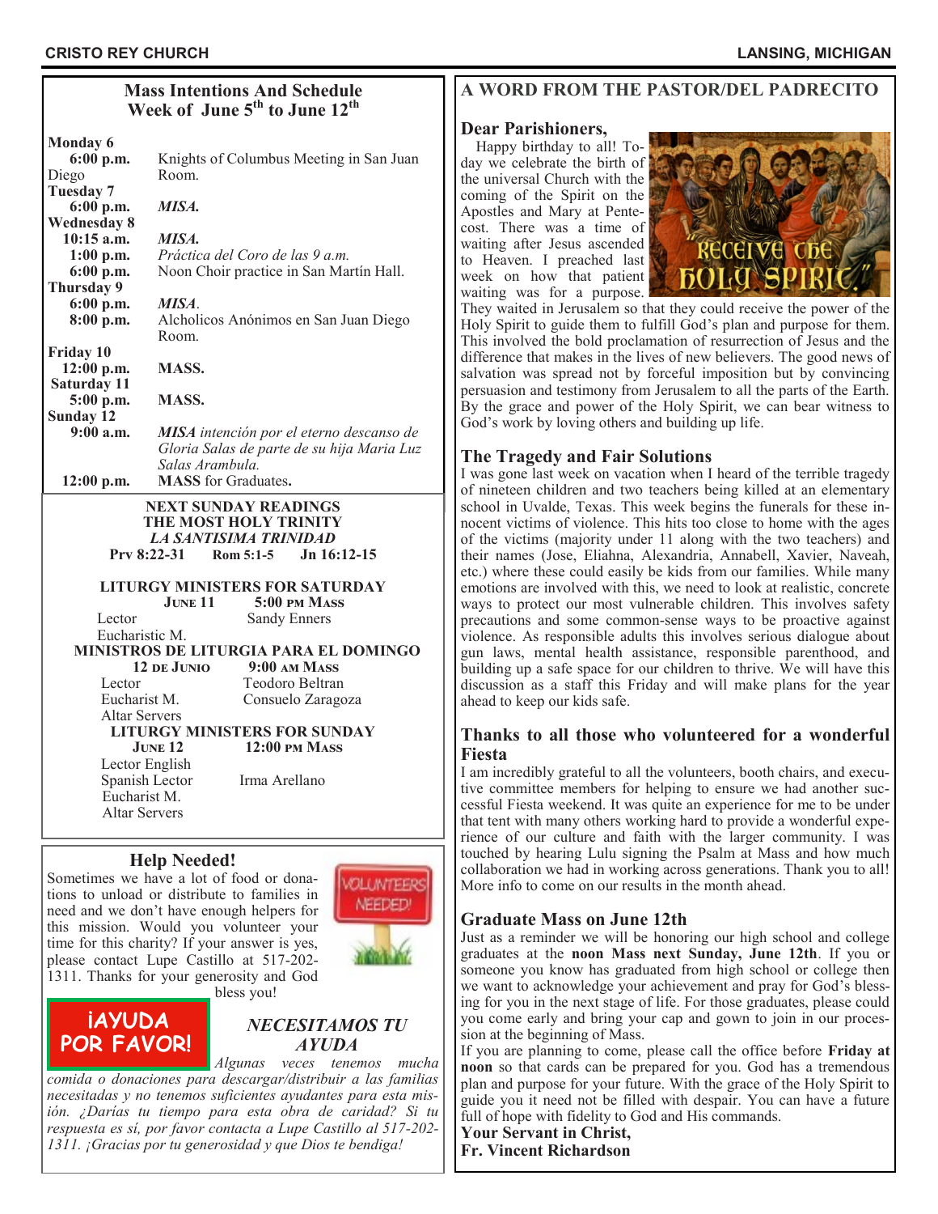## Mass Intentions And Schedule
## Week of June 5th to June 12th

**Monday 6**
- **6:00 p.m.** Knights of Columbus Meeting in San Juan Diego Room.

**Tuesday 7**
- **6:00 p.m.** ***MISA.***

**Wednesday 8**
- **10:15 a.m.** ***MISA.***
- **1:00 p.m.** *Práctica del Coro de las 9 a.m.*
- **6:00 p.m.** Noon Choir practice in San Martín Hall.

**Thursday 9**
- **6:00 p.m.** ***MISA***.
- **8:00 p.m.** Alcholicos Anónimos en San Juan Diego Room.

**Friday 10**
- **12:00 p.m.** **MASS.**

**Saturday 11**
- **5:00 p.m.** **MASS.**

**Sunday 12**
- **9:00 a.m.** ***MISA** intención por el eterno descanso de Gloria Salas de parte de su hija Maria Luz Salas Arambula.*
- **12:00 p.m.** **MASS** for Graduates**.**

### NEXT SUNDAY READINGS
### THE MOST HOLY TRINITY
### *LA SANTISIMA TRINIDAD*

**Prv 8:22-31 Rom 5:1-5 Jn 16:12-15**

### LITURGY MINISTERS FOR SATURDAY
**June 11 5:00 pm Mass**

| | |
|---|---|
| Lector | Sandy Enners |
| Eucharistic M. | |

### MINISTROS DE LITURGIA PARA EL DOMINGO
**12 de Junio 9:00 am Mass**

| | |
|---|---|
| Lector | Teodoro Beltran |
| Eucharist M. | Consuelo Zaragoza |
| Altar Servers | |

### LITURGY MINISTERS FOR SUNDAY
**June 12 12:00 pm Mass**

| | |
|---|---|
| Lector English | |
| Spanish Lector | Irma Arellano |
| Eucharist M. | |
| Altar Servers | |

## Help Needed!

Sometimes we have a lot of food or donations to unload or distribute to families in need and we don't have enough helpers for this mission. Would you volunteer your time for this charity? If your answer is yes, please contact Lupe Castillo at 517-202-1311. Thanks for your generosity and God bless you!

**¡AYUDA POR FAVOR!**

### *NECESITAMOS TU AYUDA*

*Algunas veces tenemos mucha comida o donaciones para descargar/distribuir a las familias necesitadas y no tenemos suficientes ayudantes para esta misión. ¿Darías tu tiempo para esta obra de caridad? Si tu respuesta es sí, por favor contacta a Lupe Castillo al 517-202-1311. ¡Gracias por tu generosidad y que Dios te bendiga!*

## A WORD FROM THE PASTOR/DEL PADRECITO

### Dear Parishioners,

Happy birthday to all! Today we celebrate the birth of the universal Church with the coming of the Spirit on the Apostles and Mary at Pentecost. There was a time of waiting after Jesus ascended to Heaven. I preached last week on how that patient waiting was for a purpose. They waited in Jerusalem so that they could receive the power of the Holy Spirit to guide them to fulfill God's plan and purpose for them. This involved the bold proclamation of resurrection of Jesus and the difference that makes in the lives of new believers. The good news of salvation was spread not by forceful imposition but by convincing persuasion and testimony from Jerusalem to all the parts of the Earth. By the grace and power of the Holy Spirit, we can bear witness to God's work by loving others and building up life.

### The Tragedy and Fair Solutions

I was gone last week on vacation when I heard of the terrible tragedy of nineteen children and two teachers being killed at an elementary school in Uvalde, Texas. This week begins the funerals for these innocent victims of violence. This hits too close to home with the ages of the victims (majority under 11 along with the two teachers) and their names (Jose, Eliahna, Alexandria, Annabell, Xavier, Naveah, etc.) where these could easily be kids from our families. While many emotions are involved with this, we need to look at realistic, concrete ways to protect our most vulnerable children. This involves safety precautions and some common-sense ways to be proactive against violence. As responsible adults this involves serious dialogue about gun laws, mental health assistance, responsible parenthood, and building up a safe space for our children to thrive. We will have this discussion as a staff this Friday and will make plans for the year ahead to keep our kids safe.

### Thanks to all those who volunteered for a wonderful Fiesta

I am incredibly grateful to all the volunteers, booth chairs, and executive committee members for helping to ensure we had another successful Fiesta weekend. It was quite an experience for me to be under that tent with many others working hard to provide a wonderful experience of our culture and faith with the larger community. I was touched by hearing Lulu signing the Psalm at Mass and how much collaboration we had in working across generations. Thank you to all! More info to come on our results in the month ahead.

### Graduate Mass on June 12th

Just as a reminder we will be honoring our high school and college graduates at the **noon Mass next Sunday, June 12th**. If you or someone you know has graduated from high school or college then we want to acknowledge your achievement and pray for God's blessing for you in the next stage of life. For those graduates, please could you come early and bring your cap and gown to join in our procession at the beginning of Mass.

If you are planning to come, please call the office before **Friday at noon** so that cards can be prepared for you. God has a tremendous plan and purpose for your future. With the grace of the Holy Spirit to guide you it need not be filled with despair. You can have a future full of hope with fidelity to God and His commands.

**Your Servant in Christ,**
**Fr. Vincent Richardson**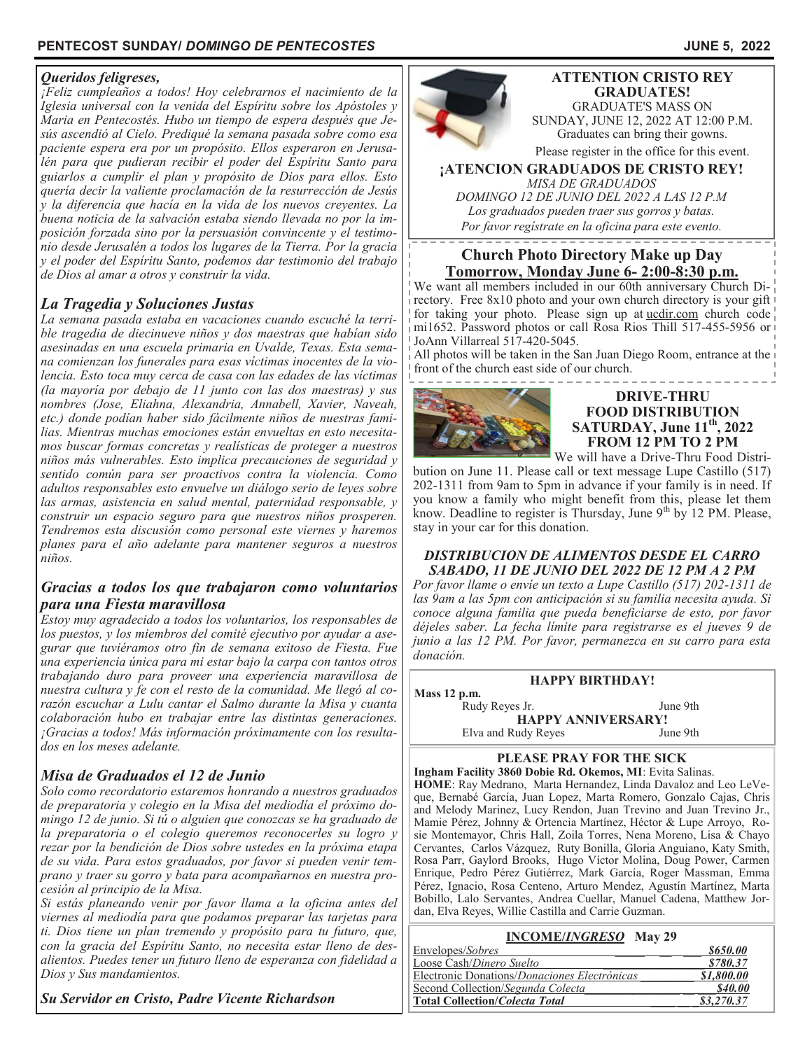## Queridos feligreses,

*¡Feliz cumpleaños a todos! Hoy celebrarnos el nacimiento de la Iglesia universal con la venida del Espíritu sobre los Apóstoles y Maria en Pentecostés. Hubo un tiempo de espera después que Jesús ascendió al Cielo. Prediqué la semana pasada sobre como esa paciente espera era por un propósito. Ellos esperaron en Jerusalén para que pudieran recibir el poder del Espíritu Santo para guiarlos a cumplir el plan y propósito de Dios para ellos. Esto quería decir la valiente proclamación de la resurrección de Jesús y la diferencia que hacía en la vida de los nuevos creyentes. La buena noticia de la salvación estaba siendo llevada no por la imposición forzada sino por la persuasión convincente y el testimonio desde Jerusalén a todos los lugares de la Tierra. Por la gracia y el poder del Espíritu Santo, podemos dar testimonio del trabajo de Dios al amar a otros y construir la vida.*

## La Tragedia y Soluciones Justas

*La semana pasada estaba en vacaciones cuando escuché la terrible tragedia de diecinueve niños y dos maestras que habían sido asesinadas en una escuela primaria en Uvalde, Texas. Esta semana comienzan los funerales para esas víctimas inocentes de la violencia. Esto toca muy cerca de casa con las edades de las víctimas (la mayoría por debajo de 11 junto con las dos maestras) y sus nombres (Jose, Eliahna, Alexandria, Annabell, Xavier, Naveah, etc.) donde podían haber sido fácilmente niños de nuestras familias. Mientras muchas emociones están envueltas en esto necesitamos buscar formas concretas y realísticas de proteger a nuestros niños más vulnerables. Esto implica precauciones de seguridad y sentido común para ser proactivos contra la violencia. Como adultos responsables esto envuelve un diálogo serio de leyes sobre las armas, asistencia en salud mental, paternidad responsable, y construir un espacio seguro para que nuestros niños prosperen. Tendremos esta discusión como personal este viernes y haremos planes para el año adelante para mantener seguros a nuestros niños.*

## Gracias a todos los que trabajaron como voluntarios para una Fiesta maravillosa

*Estoy muy agradecido a todos los voluntarios, los responsables de los puestos, y los miembros del comité ejecutivo por ayudar a asegurar que tuviéramos otro fin de semana exitoso de Fiesta. Fue una experiencia única para mi estar bajo la carpa con tantos otros trabajando duro para proveer una experiencia maravillosa de nuestra cultura y fe con el resto de la comunidad. Me llegó al corazón escuchar a Lulu cantar el Salmo durante la Misa y cuanta colaboración hubo en trabajar entre las distintas generaciones. ¡Gracias a todos! Más información próximamente con los resultados en los meses adelante.*

## Misa de Graduados el 12 de Junio

*Solo como recordatorio estaremos honrando a nuestros graduados de preparatoria y colegio en la Misa del mediodía el próximo domingo 12 de junio. Si tú o alguien que conozcas se ha graduado de la preparatoria o el colegio queremos reconocerles su logro y rezar por la bendición de Dios sobre ustedes en la próxima etapa de su vida. Para estos graduados, por favor si pueden venir temprano y traer su gorro y bata para acompañarnos en nuestra procesión al principio de la Misa.*

*Si estás planeando venir por favor llama a la oficina antes del viernes al mediodía para que podamos preparar las tarjetas para ti. Dios tiene un plan tremendo y propósito para tu futuro, que, con la gracia del Espíritu Santo, no necesita estar lleno de desalientos. Puedes tener un futuro lleno de esperanza con fidelidad a Dios y Sus mandamientos.*

***Su Servidor en Cristo, Padre Vicente Richardson***

---

**ATTENTION CRISTO REY GRADUATES!**

GRADUATE'S MASS ON SUNDAY, JUNE 12, 2022 AT 12:00 P.M.
Graduates can bring their gowns.
Please register in the office for this event.

**¡ATENCION GRADUADOS DE CRISTO REY!**

*MISA DE GRADUADOS*
*DOMINGO 12 DE JUNIO DEL 2022 A LAS 12 P.M*
*Los graduados pueden traer sus gorros y batas.*
*Por favor regístrate en la oficina para este evento.*

---

## Church Photo Directory Make up Day

**Tomorrow, Monday June 6- 2:00-8:30 p.m.**

We want all members included in our 60th anniversary Church Directory. Free 8x10 photo and your own church directory is your gift for taking your photo. Please sign up at ucdir.com church code mi1652. Password photos or call Rosa Rios Thill 517-455-5956 or JoAnn Villarreal 517-420-5045.

All photos will be taken in the San Juan Diego Room, entrance at the front of the church east side of our church.

---

**DRIVE-THRU FOOD DISTRIBUTION SATURDAY, June 11th, 2022 FROM 12 PM TO 2 PM**

We will have a Drive-Thru Food Distribution on June 11. Please call or text message Lupe Castillo (517) 202-1311 from 9am to 5pm in advance if your family is in need. If you know a family who might benefit from this, please let them know. Deadline to register is Thursday, June 9th by 12 PM. Please, stay in your car for this donation.

***DISTRIBUCION DE ALIMENTOS DESDE EL CARRO SABADO, 11 DE JUNIO DEL 2022 DE 12 PM A 2 PM***

*Por favor llame o envíe un texto a Lupe Castillo (517) 202-1311 de las 9am a las 5pm con anticipación si su familia necesita ayuda. Si conoce alguna familia que pueda beneficiarse de esto, por favor déjeles saber. La fecha límite para registrarse es el jueves 9 de junio a las 12 PM. Por favor, permanezca en su carro para esta donación.*

---

**HAPPY BIRTHDAY!**

**Mass 12 p.m.**

Rudy Reyes Jr. — June 9th

**HAPPY ANNIVERSARY!**

Elva and Rudy Reyes — June 9th

---

**PLEASE PRAY FOR THE SICK**

**Ingham Facility 3860 Dobie Rd. Okemos, MI**: Evita Salinas.

**HOME**: Ray Medrano, Marta Hernandez, Linda Davaloz and Leo LeVeque, Bernabé García, Juan Lopez, Marta Romero, Gonzalo Cajas, Chris and Melody Marinez, Lucy Rendon, Juan Trevino and Juan Trevino Jr., Mamie Pérez, Johnny & Ortencia Martínez, Héctor & Lupe Arroyo, Rosie Montemayor, Chris Hall, Zoila Torres, Nena Moreno, Lisa & Chayo Cervantes, Carlos Vázquez, Ruty Bonilla, Gloria Anguiano, Katy Smith, Rosa Parr, Gaylord Brooks, Hugo Víctor Molina, Doug Power, Carmen Enrique, Pedro Pérez Gutiérrez, Mark García, Roger Massman, Emma Pérez, Ignacio, Rosa Centeno, Arturo Mendez, Agustín Martínez, Marta Bobillo, Lalo Servantes, Andrea Cuellar, Manuel Cadena, Matthew Jordan, Elva Reyes, Willie Castilla and Carrie Guzman.

---

**INCOME/*INGRESO* May 29**

| | |
|---|---|
| Envelopes/*Sobres* | ***$650.00*** |
| Loose Cash/*Dinero Suelto* | ***$780.37*** |
| Electronic Donations/*Donaciones Electrónicas* | ***$1,800.00*** |
| Second Collection/*Segunda Colecta* | ***$40.00*** |
| **Total Collection/*Colecta Total*** | ***$3,270.37*** |